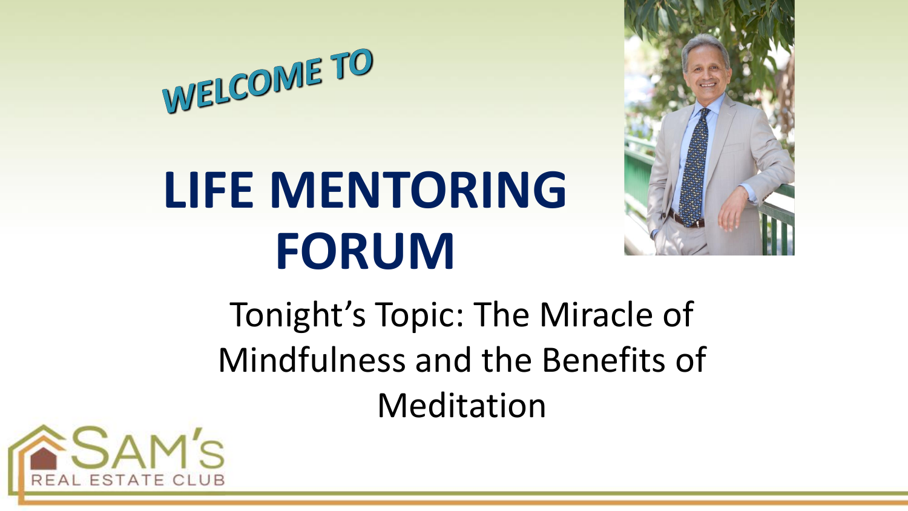WELCOME TO

# LIFE MENTORING FORUM

Tonight's Topic: The Miracle of Mindfulness and the Benefits of Meditation

SAM'S REAL ESTATE CLUB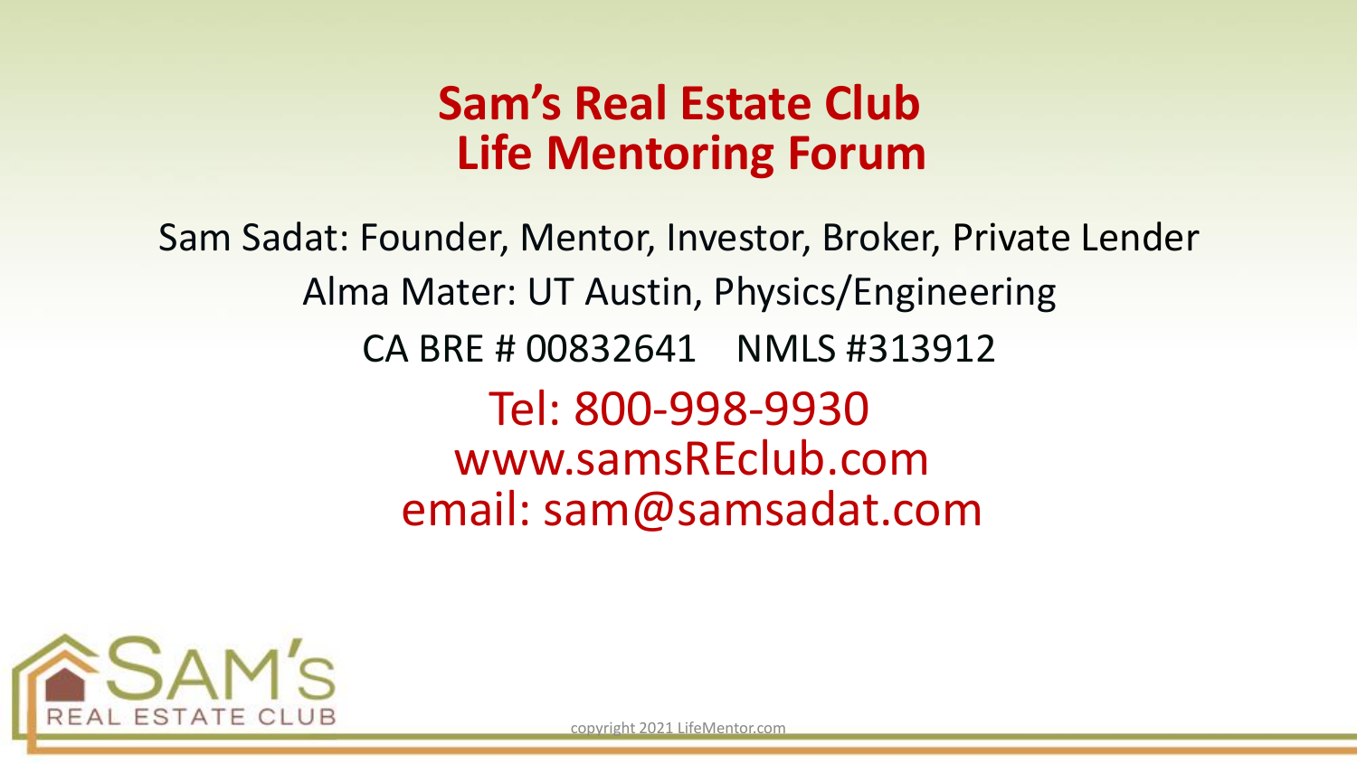# Sam's Real Estate Club Life Mentoring Forum

Sam Sadat: Founder, Mentor, Investor, Broker, Private Lender

Alma Mater: UT Austin, Physics/Engineering

CA BRE # 00832641 NMLS #313912

Tel: 800-998-9930

www.samsREclub.com

email: sam@samsadat.com

SAM'S REAL ESTATE CLUB

copyright 2021 LifeMentor.com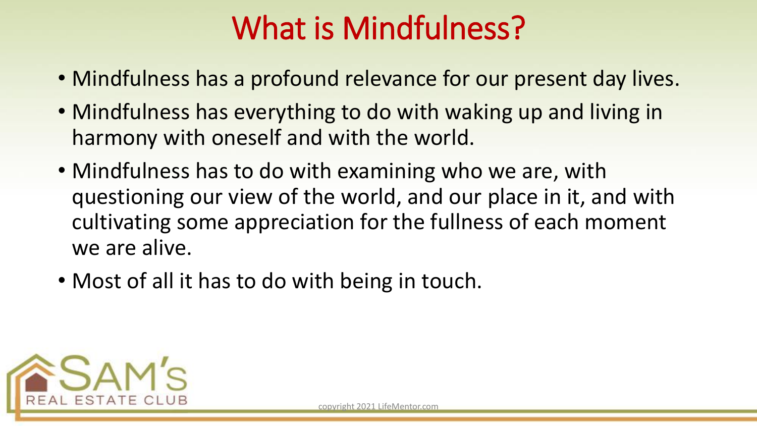# What is Mindfulness?

- Mindfulness has a profound relevance for our present day lives.
- Mindfulness has everything to do with waking up and living in harmony with oneself and with the world.
- Mindfulness has to do with examining who we are, with questioning our view of the world, and our place in it, and with cultivating some appreciation for the fullness of each moment we are alive.
- Most of all it has to do with being in touch.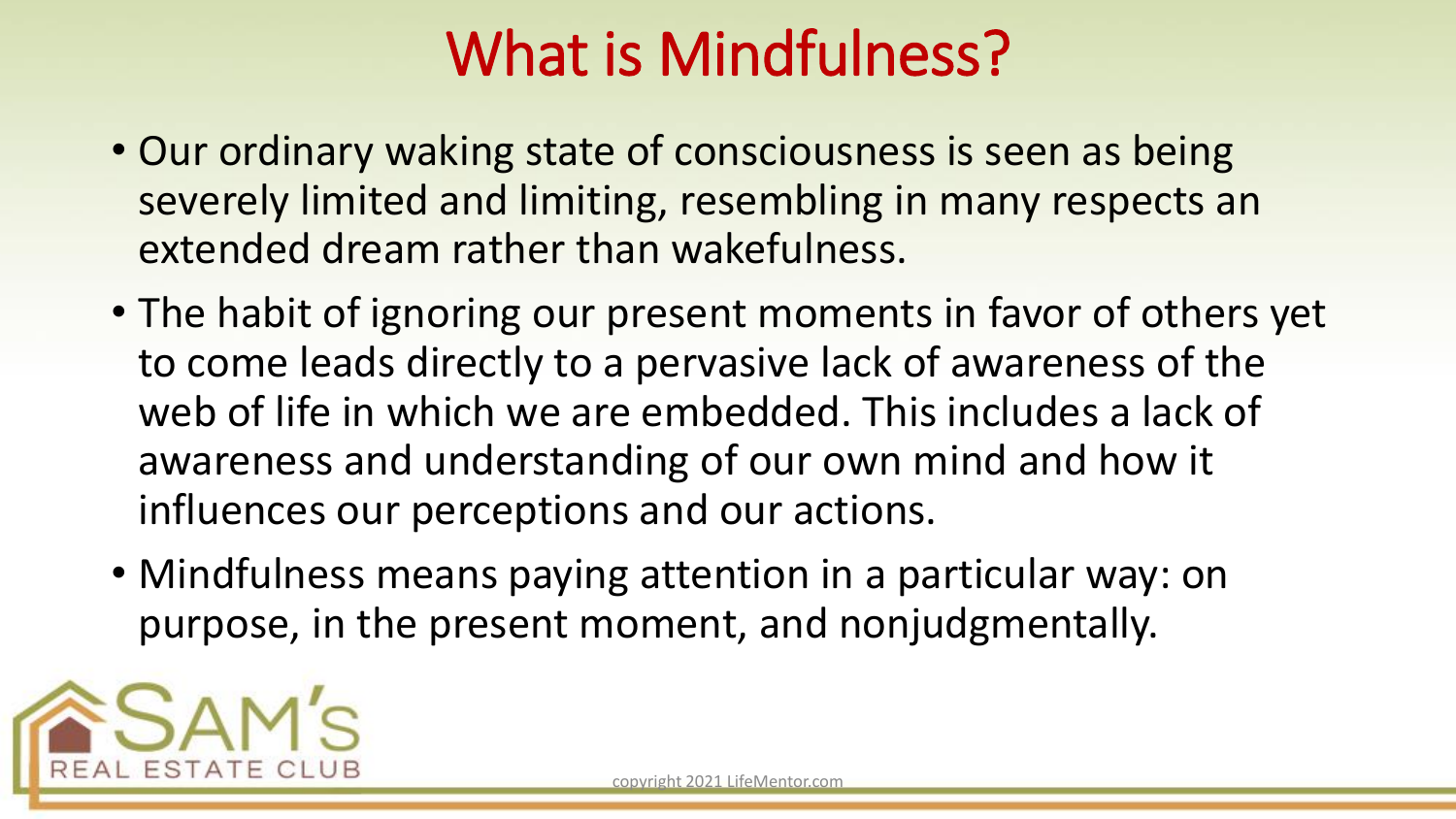# What is Mindfulness?

- Our ordinary waking state of consciousness is seen as being severely limited and limiting, resembling in many respects an extended dream rather than wakefulness.
- The habit of ignoring our present moments in favor of others yet to come leads directly to a pervasive lack of awareness of the web of life in which we are embedded. This includes a lack of awareness and understanding of our own mind and how it influences our perceptions and our actions.
- Mindfulness means paying attention in a particular way: on purpose, in the present moment, and nonjudgmentally.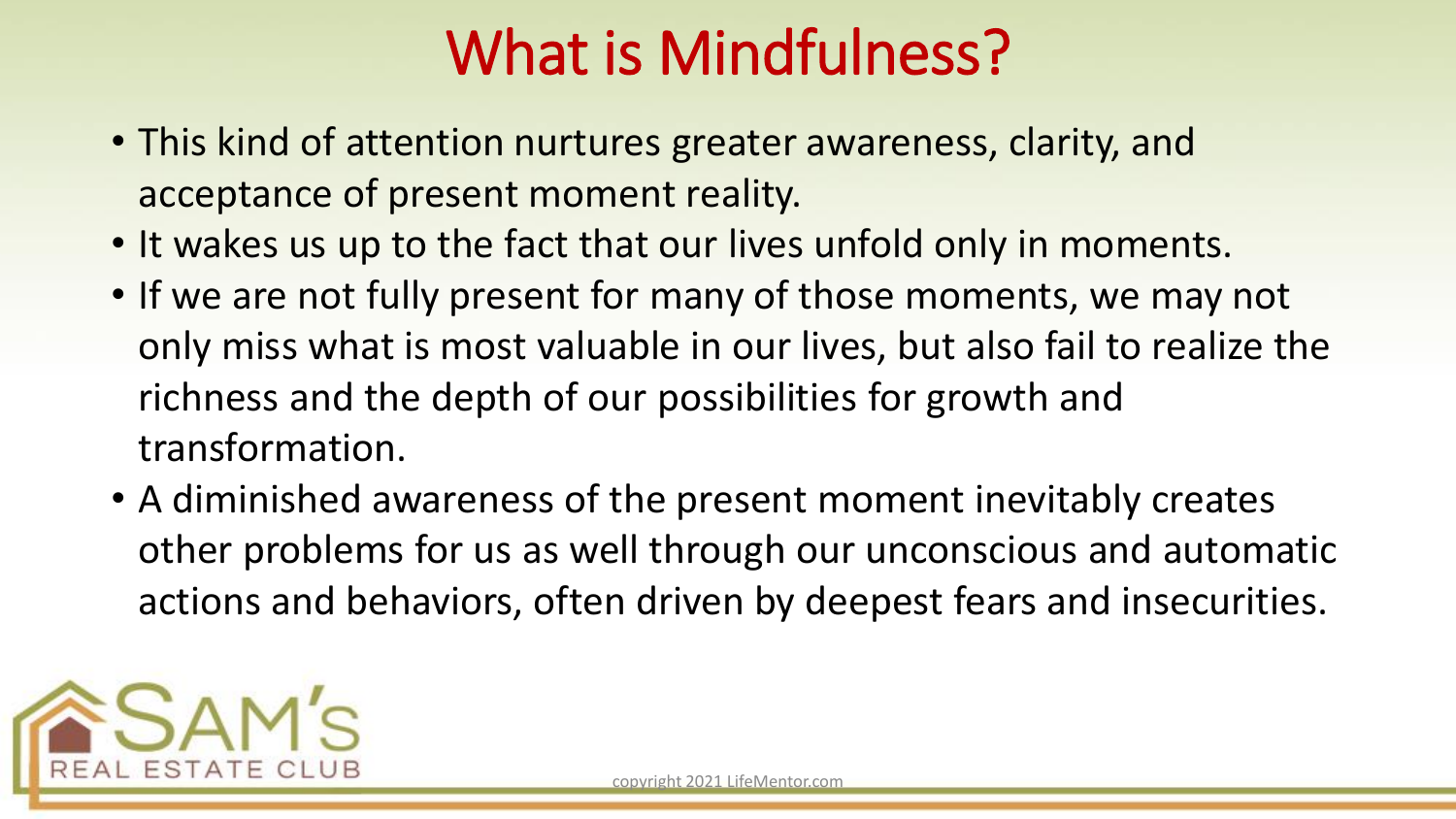# What is Mindfulness?

- This kind of attention nurtures greater awareness, clarity, and acceptance of present moment reality.
- It wakes us up to the fact that our lives unfold only in moments.
- If we are not fully present for many of those moments, we may not only miss what is most valuable in our lives, but also fail to realize the richness and the depth of our possibilities for growth and transformation.
- A diminished awareness of the present moment inevitably creates other problems for us as well through our unconscious and automatic actions and behaviors, often driven by deepest fears and insecurities.

SAM'S REAL ESTATE CLUB

copyright 2021 LifeMentor.com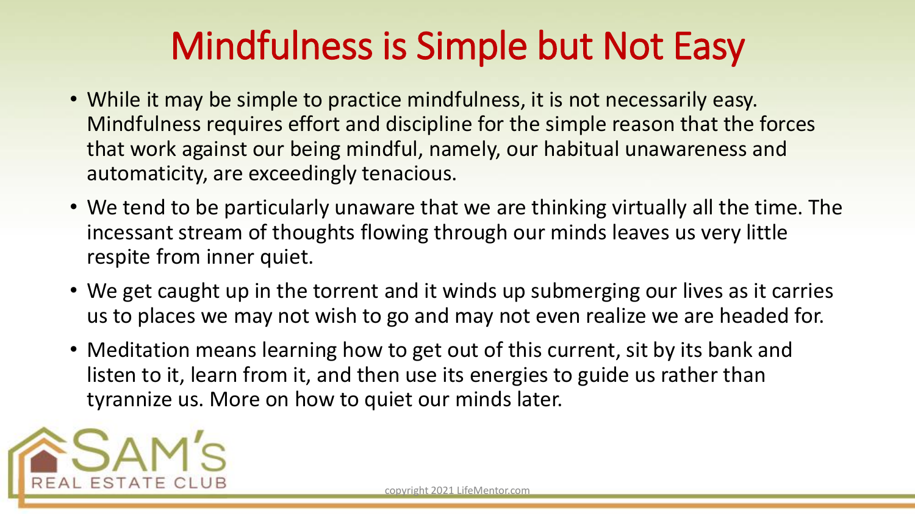# Mindfulness is Simple but Not Easy

- While it may be simple to practice mindfulness, it is not necessarily easy. Mindfulness requires effort and discipline for the simple reason that the forces that work against our being mindful, namely, our habitual unawareness and automaticity, are exceedingly tenacious.
- We tend to be particularly unaware that we are thinking virtually all the time. The incessant stream of thoughts flowing through our minds leaves us very little respite from inner quiet.
- We get caught up in the torrent and it winds up submerging our lives as it carries us to places we may not wish to go and may not even realize we are headed for.
- Meditation means learning how to get out of this current, sit by its bank and listen to it, learn from it, and then use its energies to guide us rather than tyrannize us. More on how to quiet our minds later.

SAM'S REAL ESTATE CLUB

copyright 2021 LifeMentor.com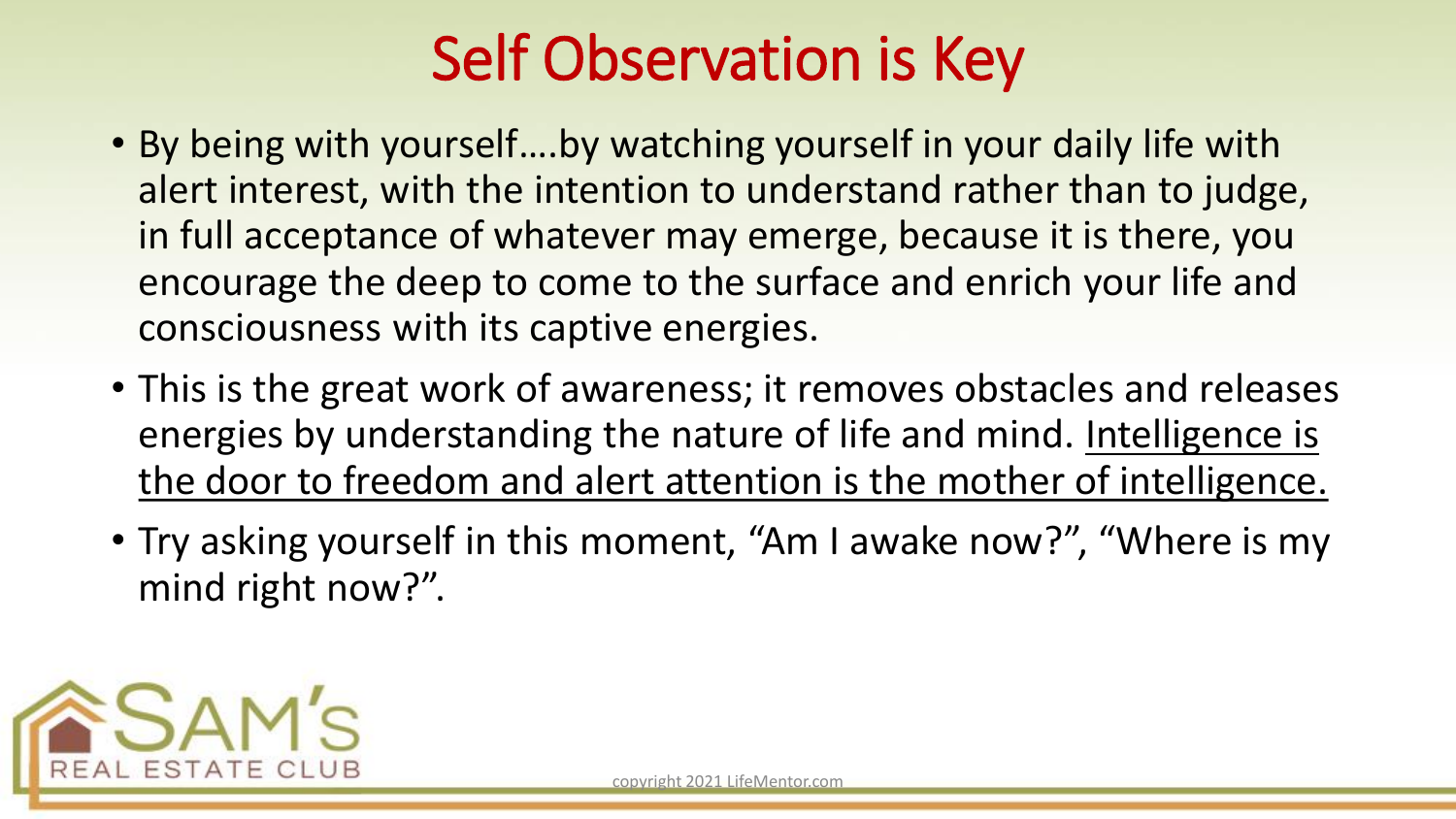# Self Observation is Key

- By being with yourself….by watching yourself in your daily life with alert interest, with the intention to understand rather than to judge, in full acceptance of whatever may emerge, because it is there, you encourage the deep to come to the surface and enrich your life and consciousness with its captive energies.
- This is the great work of awareness; it removes obstacles and releases energies by understanding the nature of life and mind. <u>Intelligence is the door to freedom and alert attention is the mother of intelligence.</u>
- Try asking yourself in this moment, "Am I awake now?", "Where is my mind right now?".

SAM'S REAL ESTATE CLUB

copyright 2021 LifeMentor.com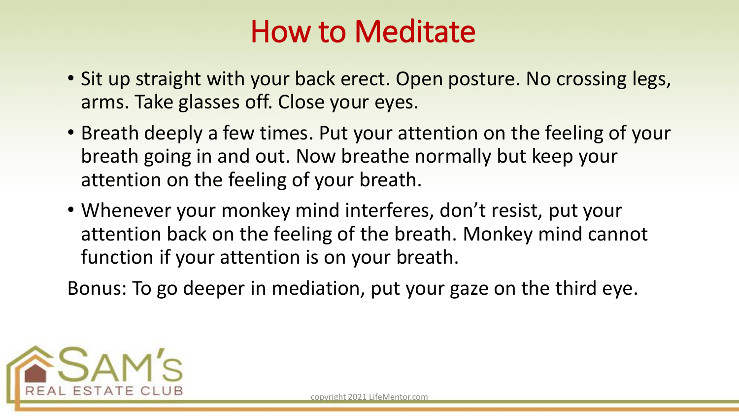# How to Meditate

- Sit up straight with your back erect. Open posture. No crossing legs, arms. Take glasses off. Close your eyes.
- Breath deeply a few times. Put your attention on the feeling of your breath going in and out. Now breathe normally but keep your attention on the feeling of your breath.
- Whenever your monkey mind interferes, don't resist, put your attention back on the feeling of the breath. Monkey mind cannot function if your attention is on your breath.

Bonus: To go deeper in mediation, put your gaze on the third eye.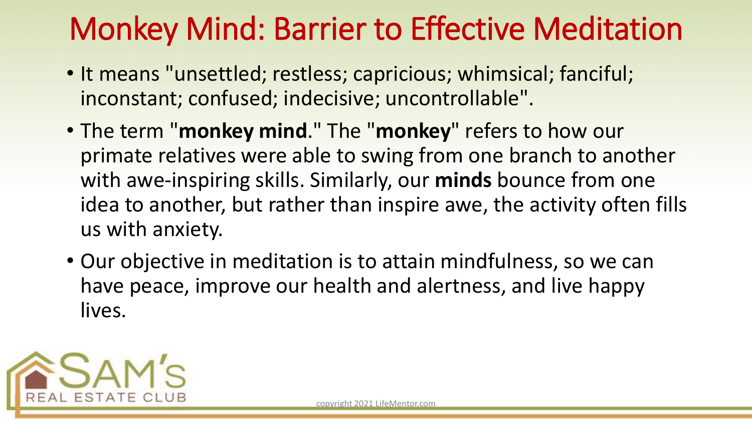# Monkey Mind: Barrier to Effective Meditation

- It means "unsettled; restless; capricious; whimsical; fanciful; inconstant; confused; indecisive; uncontrollable".
- The term "**monkey mind**." The "**monkey**" refers to how our primate relatives were able to swing from one branch to another with awe-inspiring skills. Similarly, our **minds** bounce from one idea to another, but rather than inspire awe, the activity often fills us with anxiety.
- Our objective in meditation is to attain mindfulness, so we can have peace, improve our health and alertness, and live happy lives.

SAM'S REAL ESTATE CLUB

copyright 2021 LifeMentor.com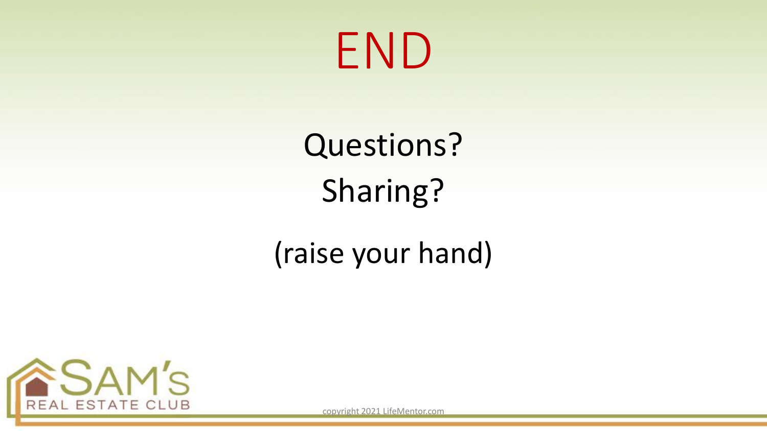# END

Questions?

Sharing?

(raise your hand)

SAM'S REAL ESTATE CLUB

copyright 2021 LifeMentor.com